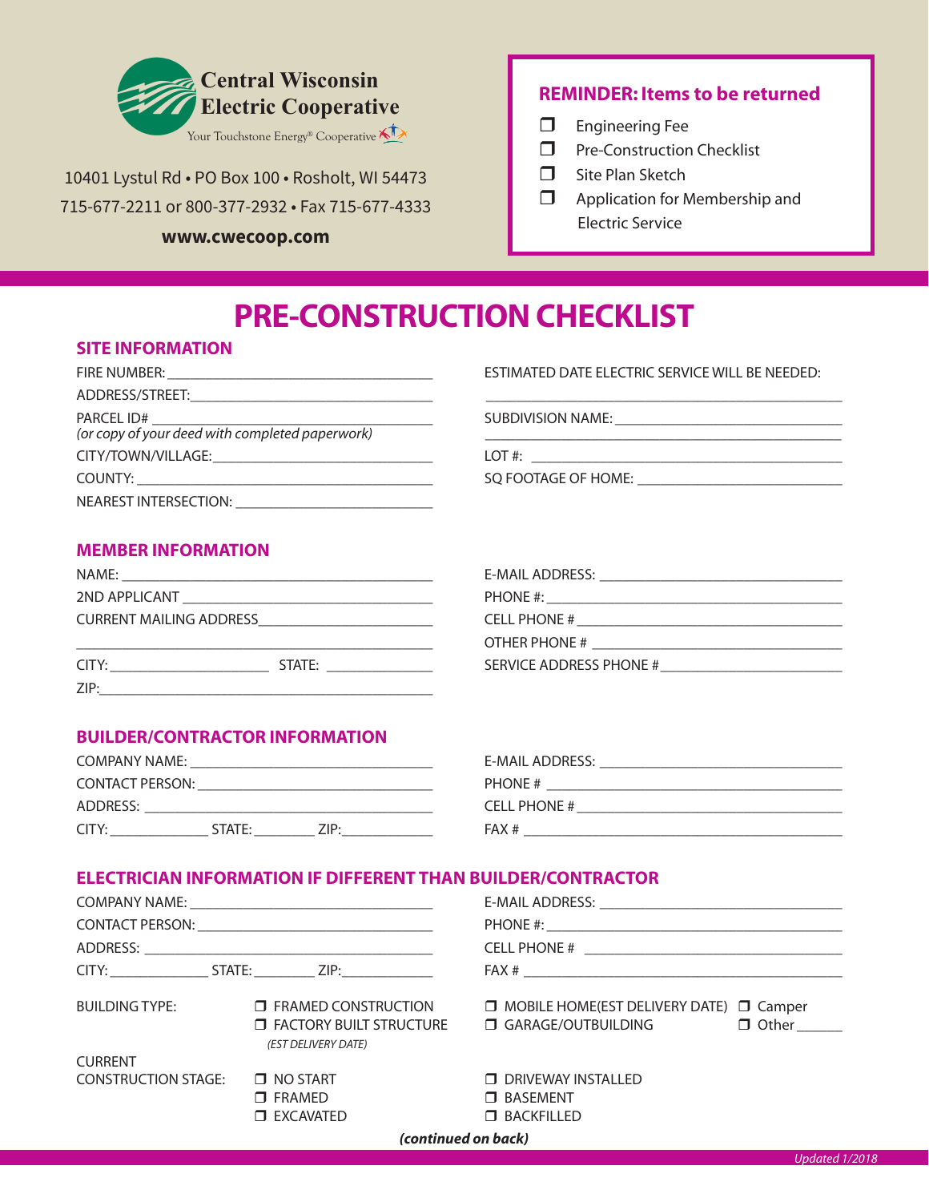**Central Wisconsin Electric Cooperative**

Your Touchstone Energy® Cooperative

10401 Lystul Rd • PO Box 100 • Rosholt, WI 54473

715-677-2211 or 800-377-2932 • Fax 715-677-4333

**www.cwecoop.com**

**REMINDER: Items to be returned**

- ❒ Engineering Fee
- ❒ Pre-Construction Checklist
- ❒ Site Plan Sketch
- ❒ Application for Membership and Electric Service

# PRE-CONSTRUCTION CHECKLIST

## SITE INFORMATION

FIRE NUMBER: ___________________________________

ADDRESS/STREET: ________________________________

PARCEL ID# ______________________________________
*(or copy of your deed with completed paperwork)*

CITY/TOWN/VILLAGE: _____________________________

COUNTY: _________________________________________

NEAREST INTERSECTION: __________________________

ESTIMATED DATE ELECTRIC SERVICE WILL BE NEEDED:

_________________________________________________

SUBDIVISION NAME: _______________________________

_________________________________________________

LOT #: ____________________________________________

SQ FOOTAGE OF HOME: ____________________________

## MEMBER INFORMATION

NAME: ____________________________________________

2ND APPLICANT ____________________________________

CURRENT MAILING ADDRESS _______________________

_________________________________________________

CITY: _____________________ STATE: _______________

ZIP: ______________________________________________

E-MAIL ADDRESS: __________________________________

PHONE #: __________________________________________

CELL PHONE # ______________________________________

OTHER PHONE # _____________________________________

SERVICE ADDRESS PHONE # __________________________

## BUILDER/CONTRACTOR INFORMATION

COMPANY NAME: ___________________________________

CONTACT PERSON: __________________________________

ADDRESS: _________________________________________

CITY: _____________ STATE: ________ ZIP: ____________

E-MAIL ADDRESS: __________________________________

PHONE # ___________________________________________

CELL PHONE # ______________________________________

FAX # _____________________________________________

## ELECTRICIAN INFORMATION IF DIFFERENT THAN BUILDER/CONTRACTOR

COMPANY NAME: ___________________________________

CONTACT PERSON: __________________________________

ADDRESS: _________________________________________

CITY: _____________ STATE: ________ ZIP: ____________

E-MAIL ADDRESS: __________________________________

PHONE #: __________________________________________

CELL PHONE # ______________________________________

FAX # _____________________________________________

BUILDING TYPE:

- ❒ FRAMED CONSTRUCTION
- ❒ FACTORY BUILT STRUCTURE *(EST DELIVERY DATE)*
- ❒ MOBILE HOME(EST DELIVERY DATE)
- ❒ GARAGE/OUTBUILDING
- ❒ Camper
- ❒ Other ______

CURRENT CONSTRUCTION STAGE:

- ❒ NO START
- ❒ FRAMED
- ❒ EXCAVATED
- ❒ DRIVEWAY INSTALLED
- ❒ BASEMENT
- ❒ BACKFILLED

***(continued on back)***

*Updated 1/2018*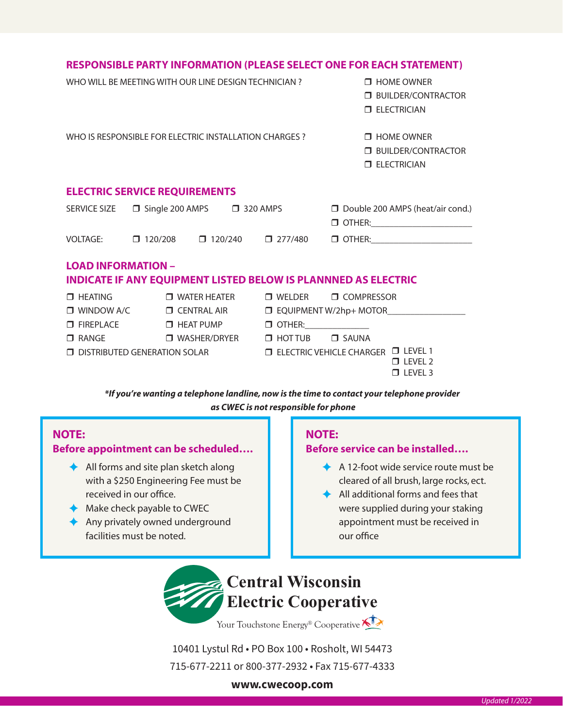## RESPONSIBLE PARTY INFORMATION (PLEASE SELECT ONE FOR EACH STATEMENT)

WHO WILL BE MEETING WITH OUR LINE DESIGN TECHNICIAN ?

- ❐ HOME OWNER
- ❐ BUILDER/CONTRACTOR
- ❐ ELECTRICIAN

WHO IS RESPONSIBLE FOR ELECTRIC INSTALLATION CHARGES ?

- ❐ HOME OWNER
- ❐ BUILDER/CONTRACTOR
- ❐ ELECTRICIAN

## ELECTRIC SERVICE REQUIREMENTS

SERVICE SIZE ❐ Single 200 AMPS ❐ 320 AMPS ❐ Double 200 AMPS (heat/air cond.) ❐ OTHER:______________________

VOLTAGE: ❐ 120/208 ❐ 120/240 ❐ 277/480 ❐ OTHER:______________________

## LOAD INFORMATION – INDICATE IF ANY EQUIPMENT LISTED BELOW IS PLANNNED AS ELECTRIC

- ❐ HEATING
- ❐ WINDOW A/C
- ❐ FIREPLACE
- ❐ RANGE
- ❐ DISTRIBUTED GENERATION SOLAR
- ❐ WATER HEATER
- ❐ CENTRAL AIR
- ❐ HEAT PUMP
- ❐ WASHER/DRYER
- ❐ WELDER
- ❐ COMPRESSOR
- ❐ EQUIPMENT W/2hp+ MOTOR_________________
- ❐ OTHER:______________
- ❐ HOT TUB
- ❐ SAUNA
- ❐ ELECTRIC VEHICLE CHARGER
  - ❐ LEVEL 1
  - ❐ LEVEL 2
  - ❐ LEVEL 3

***If you're wanting a telephone landline, now is the time to contact your telephone provider as CWEC is not responsible for phone***

### NOTE:
**Before appointment can be scheduled….**

- All forms and site plan sketch along with a $250 Engineering Fee must be received in our office.
- Make check payable to CWEC
- Any privately owned underground facilities must be noted.

### NOTE:
**Before service can be installed….**

- A 12-foot wide service route must be cleared of all brush, large rocks, ect.
- All additional forms and fees that were supplied during your staking appointment must be received in our office

**Central Wisconsin Electric Cooperative**

Your Touchstone Energy® Cooperative

10401 Lystul Rd • PO Box 100 • Rosholt, WI 54473

715-677-2211 or 800-377-2932 • Fax 715-677-4333

**www.cwecoop.com**

*Updated 1/2022*